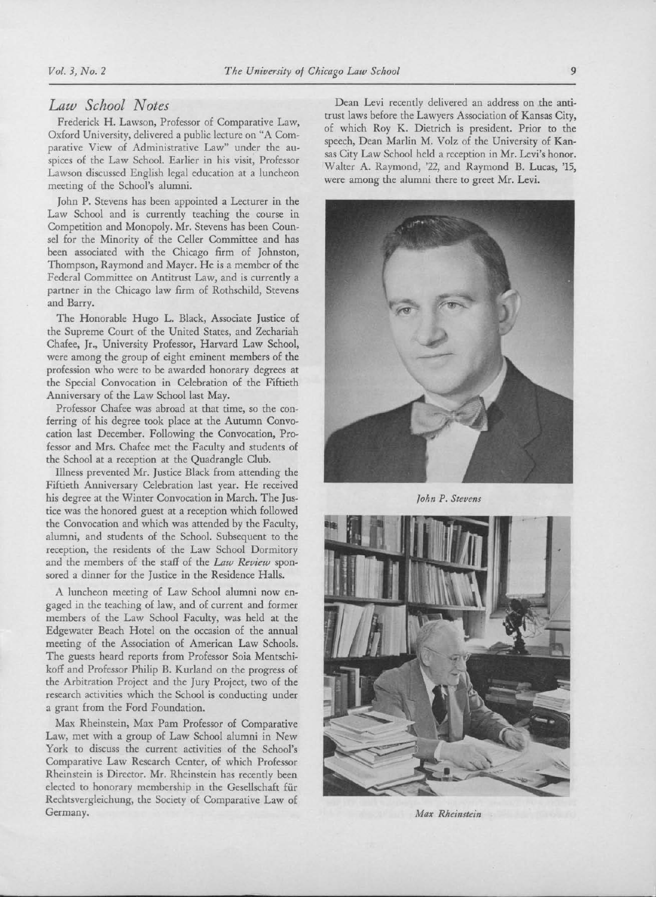## *Law School Notes*

Frederick H. Lawson, Professor of Comparative Law, Oxford University, delivered a public lecture on "A Comparative View of Administrative Law" under the auspices of the Law School. Earlier in his visit, Professor Lawson discussed English legal education at a luncheon meeting of the School's alumni.

John P. Stevens has been appointed a Lecturer in the Law School and is currently teaching the course in Competition and Monopoly. Mr. Stevens has been Counsel for the Minority of the Celler Committee and has been associated with the Chicago firm of Johnston, Thompson, Raymond and Mayer. He is a member of the Federal Committee on Antitrust Law, and is currently a partner in the Chicago law firm of Rothschild, Stevens and Barry.

The Honorable Hugo L. Black, Associate Justice of the Supreme Court of the United States, and Zechariah Chafee, Jr., University Professor, Harvard Law School, were among the group of eight eminent members of the profession who were to be awarded honorary degrees at the Special Convocation in Celebration of the Fiftieth Anniversary of the Law School last May.

Professor Chafee was abroad at that time, so the conferring of his degree took place at the Autumn Convocation last December. Following the Convocation, Professor and Mrs. Chafee met the Faculty and students of the School at a reception at the Quadrangle Club.

Illness prevented Mr. Justice Black from attending the Fiftieth Anniversary Celebration last year. He received his degree at the Winter Convocation in March. The Justice was the honored guest at a reception which followed the Convocation and which was attended by the Faculty, alumni, and students of the School. Subsequent to the reception, the residents of the Law School Dormitory and the members of the staff of the *Law Review* sponsored a dinner for the Justice in the Residence Halls.

A luncheon meeting of Law School alumni now engaged in the teaching of law, and of current and former members of the Law School Faculty, was held at the Edgewater Beach Hotel on the occasion of the annual meeting of the Association of American Law Schools. The guests heard reports from Professor Soia Mentschikoff and Professor Philip B. Kurland on the progress of the Arbitration Project and the Jury Project, two of the research activities which the School is conducting under a grant from the Ford Foundation.

Max Rheinstein, Max Pam Professor of Comparative Law, met with a group of Law School alumni in New York to discuss the current activities of the School's Comparative Law Research Center, of which Professor Rheinstein is Director. Mr. Rheinstein has recently been elected to honorary membership in the Gesellschaft für Rechtsvergleichung, the Society of Comparative Law of Germany.

Dean Levi recently delivered an address on the antitrust laws before the Lawyers Association of Kansas City, of which Roy K. Dietrich is president. Prior to the speech, Dean Marlin M. Volz of the University of Kansas City Law School held a reception in Mr. Levi's honor. Walter A. Raymond, '22, and Raymond B. Lucas, '15, were among the alumni there to greet Mr. Levi.

*John P. Stevens*

*Max Rheinstein*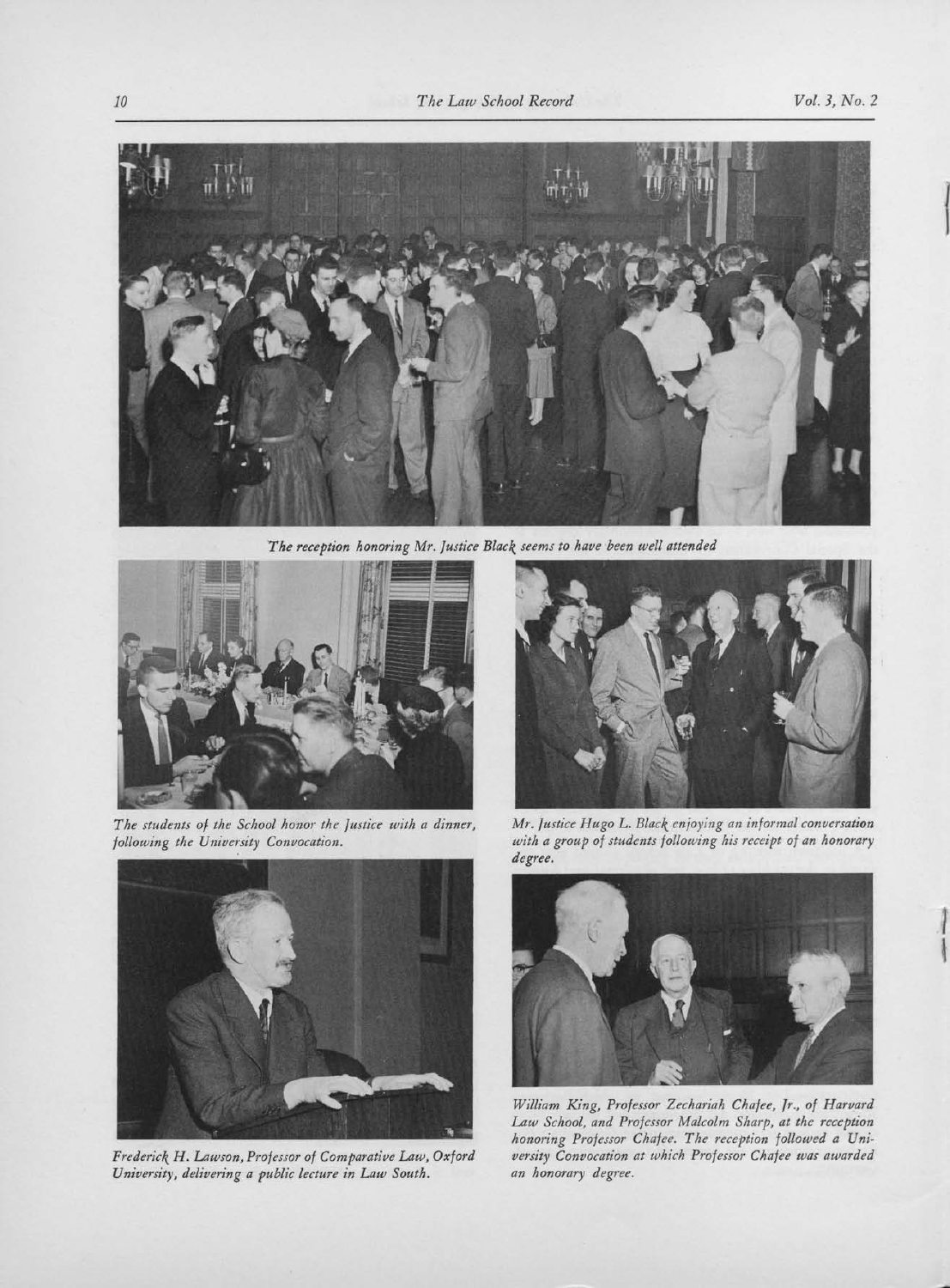*The reception honoring Mr. Justice Black seems to have been well attended*

*The students of the School honor the Justice with a dinner, following the University Convocation.*

*Mr. Justice Hugo L. Black enjoying an informal conversation with a group of students following his receipt of an honorary degree.*

*Frederick H. Lawson, Professor of Comparative Law, Oxford University, delivering a public lecture in Law South.*

*William King, Professor Zechariah Chafee, Jr., of Harvard Law School, and Professor Malcolm Sharp, at the reception honoring Professor Chafee. The reception followed a University Convocation at which Professor Chafee was awarded an honorary degree.*